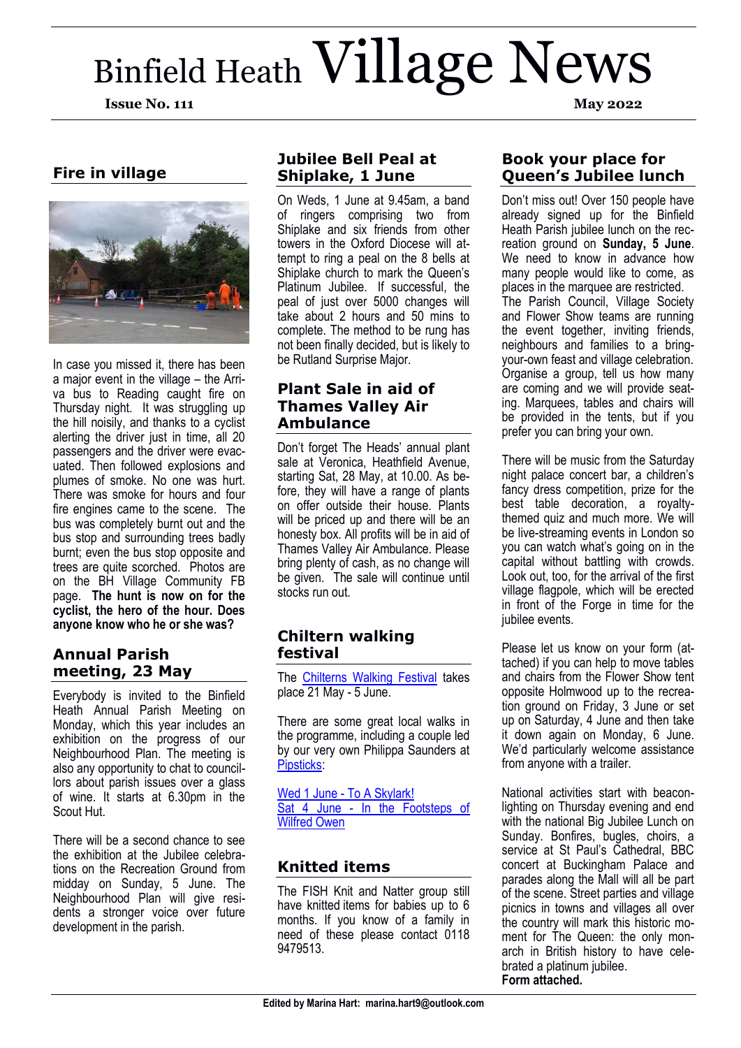# Binfield Heath Village News

**Issue No. 111** **May 2022**

## Fire in village

In case you missed it, there has been a major event in the village – the Arriva bus to Reading caught fire on Thursday night. It was struggling up the hill noisily, and thanks to a cyclist alerting the driver just in time, all 20 passengers and the driver were evacuated. Then followed explosions and plumes of smoke. No one was hurt. There was smoke for hours and four fire engines came to the scene. The bus was completely burnt out and the bus stop and surrounding trees badly burnt; even the bus stop opposite and trees are quite scorched. Photos are on the BH Village Community FB page. **The hunt is now on for the cyclist, the hero of the hour. Does anyone know who he or she was?**

## Annual Parish meeting, 23 May

Everybody is invited to the Binfield Heath Annual Parish Meeting on Monday, which this year includes an exhibition on the progress of our Neighbourhood Plan. The meeting is also any opportunity to chat to councillors about parish issues over a glass of wine. It starts at 6.30pm in the Scout Hut.

There will be a second chance to see the exhibition at the Jubilee celebrations on the Recreation Ground from midday on Sunday, 5 June. The Neighbourhood Plan will give residents a stronger voice over future development in the parish.

## Jubilee Bell Peal at Shiplake, 1 June

On Weds, 1 June at 9.45am, a band of ringers comprising two from Shiplake and six friends from other towers in the Oxford Diocese will attempt to ring a peal on the 8 bells at Shiplake church to mark the Queen's Platinum Jubilee. If successful, the peal of just over 5000 changes will take about 2 hours and 50 mins to complete. The method to be rung has not been finally decided, but is likely to be Rutland Surprise Major.

## Plant Sale in aid of Thames Valley Air Ambulance

Don't forget The Heads' annual plant sale at Veronica, Heathfield Avenue, starting Sat, 28 May, at 10.00. As before, they will have a range of plants on offer outside their house. Plants will be priced up and there will be an honesty box. All profits will be in aid of Thames Valley Air Ambulance. Please bring plenty of cash, as no change will be given. The sale will continue until stocks run out.

## Chiltern walking festival

The Chilterns Walking Festival takes place 21 May - 5 June.

There are some great local walks in the programme, including a couple led by our very own Philippa Saunders at Pipsticks:

Wed 1 June - To A Skylark!
Sat 4 June - In the Footsteps of Wilfred Owen

## Knitted items

The FISH Knit and Natter group still have knitted items for babies up to 6 months. If you know of a family in need of these please contact 0118 9479513.

## Book your place for Queen's Jubilee lunch

Don't miss out! Over 150 people have already signed up for the Binfield Heath Parish jubilee lunch on the recreation ground on **Sunday, 5 June**. We need to know in advance how many people would like to come, as places in the marquee are restricted. The Parish Council, Village Society and Flower Show teams are running the event together, inviting friends, neighbours and families to a bring-your-own feast and village celebration. Organise a group, tell us how many are coming and we will provide seating. Marquees, tables and chairs will be provided in the tents, but if you prefer you can bring your own.

There will be music from the Saturday night palace concert bar, a children's fancy dress competition, prize for the best table decoration, a royalty-themed quiz and much more. We will be live-streaming events in London so you can watch what's going on in the capital without battling with crowds. Look out, too, for the arrival of the first village flagpole, which will be erected in front of the Forge in time for the jubilee events.

Please let us know on your form (attached) if you can help to move tables and chairs from the Flower Show tent opposite Holmwood up to the recreation ground on Friday, 3 June or set up on Saturday, 4 June and then take it down again on Monday, 6 June. We'd particularly welcome assistance from anyone with a trailer.

National activities start with beacon-lighting on Thursday evening and end with the national Big Jubilee Lunch on Sunday. Bonfires, bugles, choirs, a service at St Paul's Cathedral, BBC concert at Buckingham Palace and parades along the Mall will all be part of the scene. Street parties and village picnics in towns and villages all over the country will mark this historic moment for The Queen: the only monarch in British history to have celebrated a platinum jubilee.
**Form attached.**

**Edited by Marina Hart: marina.hart9@outlook.com**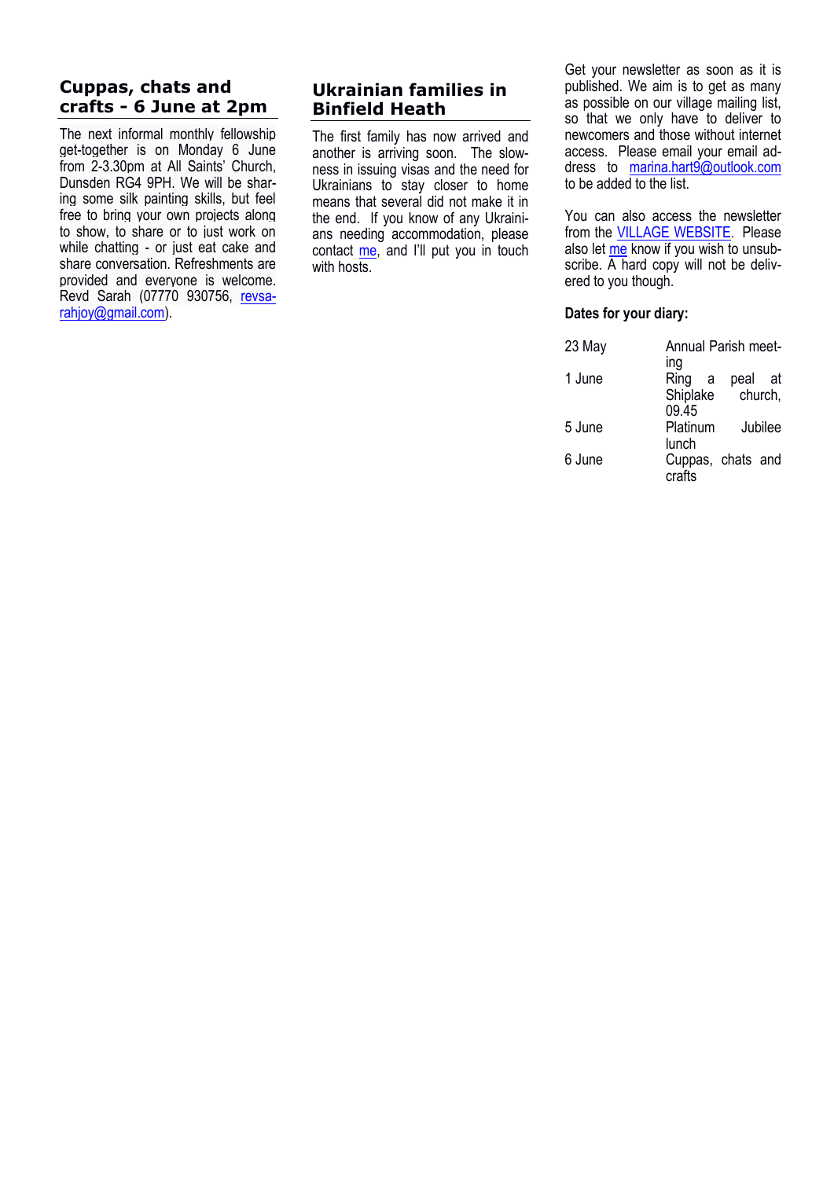## Cuppas, chats and crafts - 6 June at 2pm

The next informal monthly fellowship get-together is on Monday 6 June from 2-3.30pm at All Saints' Church, Dunsden RG4 9PH. We will be sharing some silk painting skills, but feel free to bring your own projects along to show, to share or to just work on while chatting - or just eat cake and share conversation. Refreshments are provided and everyone is welcome. Revd Sarah (07770 930756, revsarahjoy@gmail.com).

## Ukrainian families in Binfield Heath

The first family has now arrived and another is arriving soon. The slowness in issuing visas and the need for Ukrainians to stay closer to home means that several did not make it in the end. If you know of any Ukrainians needing accommodation, please contact me, and I'll put you in touch with hosts.

Get your newsletter as soon as it is published. We aim is to get as many as possible on our village mailing list, so that we only have to deliver to newcomers and those without internet access. Please email your email address to marina.hart9@outlook.com to be added to the list.

You can also access the newsletter from the VILLAGE WEBSITE. Please also let me know if you wish to unsubscribe. A hard copy will not be delivered to you though.

**Dates for your diary:**

| | |
|---|---|
| 23 May | Annual Parish meeting |
| 1 June | Ring a peal at Shiplake church, 09.45 |
| 5 June | Platinum Jubilee lunch |
| 6 June | Cuppas, chats and crafts |